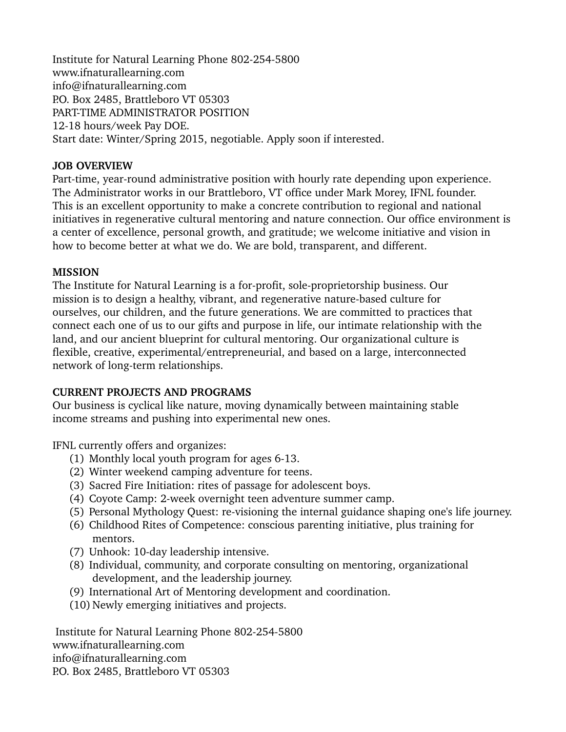Institute for Natural Learning Phone 802-254-5800
www.ifnaturallearning.com
info@ifnaturallearning.com
P.O. Box 2485, Brattleboro VT 05303
PART-TIME ADMINISTRATOR POSITION
12-18 hours/week Pay DOE.
Start date: Winter/Spring 2015, negotiable. Apply soon if interested.

**JOB OVERVIEW**

Part-time, year-round administrative position with hourly rate depending upon experience. The Administrator works in our Brattleboro, VT office under Mark Morey, IFNL founder. This is an excellent opportunity to make a concrete contribution to regional and national initiatives in regenerative cultural mentoring and nature connection. Our office environment is a center of excellence, personal growth, and gratitude; we welcome initiative and vision in how to become better at what we do. We are bold, transparent, and different.

**MISSION**

The Institute for Natural Learning is a for-profit, sole-proprietorship business. Our mission is to design a healthy, vibrant, and regenerative nature-based culture for ourselves, our children, and the future generations. We are committed to practices that connect each one of us to our gifts and purpose in life, our intimate relationship with the land, and our ancient blueprint for cultural mentoring. Our organizational culture is flexible, creative, experimental/entrepreneurial, and based on a large, interconnected network of long-term relationships.

**CURRENT PROJECTS AND PROGRAMS**

Our business is cyclical like nature, moving dynamically between maintaining stable income streams and pushing into experimental new ones.

IFNL currently offers and organizes:

(1) Monthly local youth program for ages 6-13.
(2) Winter weekend camping adventure for teens.
(3) Sacred Fire Initiation: rites of passage for adolescent boys.
(4) Coyote Camp: 2-week overnight teen adventure summer camp.
(5) Personal Mythology Quest: re-visioning the internal guidance shaping one's life journey.
(6) Childhood Rites of Competence: conscious parenting initiative, plus training for mentors.
(7) Unhook: 10-day leadership intensive.
(8) Individual, community, and corporate consulting on mentoring, organizational development, and the leadership journey.
(9) International Art of Mentoring development and coordination.
(10) Newly emerging initiatives and projects.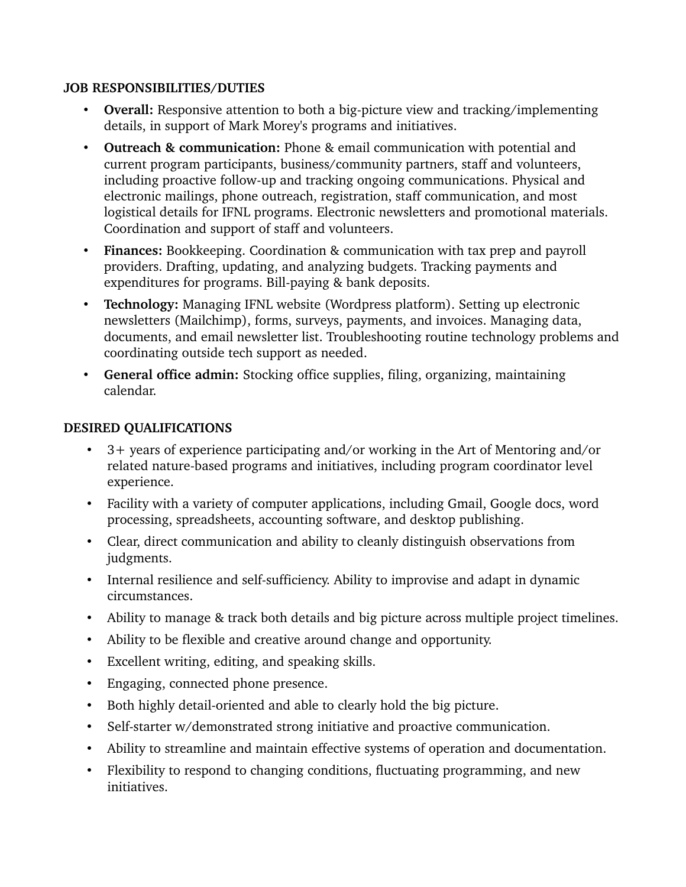**JOB RESPONSIBILITIES/DUTIES**

- **Overall:** Responsive attention to both a big-picture view and tracking/implementing details, in support of Mark Morey's programs and initiatives.
- **Outreach & communication:** Phone & email communication with potential and current program participants, business/community partners, staff and volunteers, including proactive follow-up and tracking ongoing communications. Physical and electronic mailings, phone outreach, registration, staff communication, and most logistical details for IFNL programs. Electronic newsletters and promotional materials. Coordination and support of staff and volunteers.
- **Finances:** Bookkeeping. Coordination & communication with tax prep and payroll providers. Drafting, updating, and analyzing budgets. Tracking payments and expenditures for programs. Bill-paying & bank deposits.
- **Technology:** Managing IFNL website (Wordpress platform). Setting up electronic newsletters (Mailchimp), forms, surveys, payments, and invoices. Managing data, documents, and email newsletter list. Troubleshooting routine technology problems and coordinating outside tech support as needed.
- **General office admin:** Stocking office supplies, filing, organizing, maintaining calendar.

**DESIRED QUALIFICATIONS**

- 3+ years of experience participating and/or working in the Art of Mentoring and/or related nature-based programs and initiatives, including program coordinator level experience.
- Facility with a variety of computer applications, including Gmail, Google docs, word processing, spreadsheets, accounting software, and desktop publishing.
- Clear, direct communication and ability to cleanly distinguish observations from judgments.
- Internal resilience and self-sufficiency. Ability to improvise and adapt in dynamic circumstances.
- Ability to manage & track both details and big picture across multiple project timelines.
- Ability to be flexible and creative around change and opportunity.
- Excellent writing, editing, and speaking skills.
- Engaging, connected phone presence.
- Both highly detail-oriented and able to clearly hold the big picture.
- Self-starter w/demonstrated strong initiative and proactive communication.
- Ability to streamline and maintain effective systems of operation and documentation.
- Flexibility to respond to changing conditions, fluctuating programming, and new initiatives.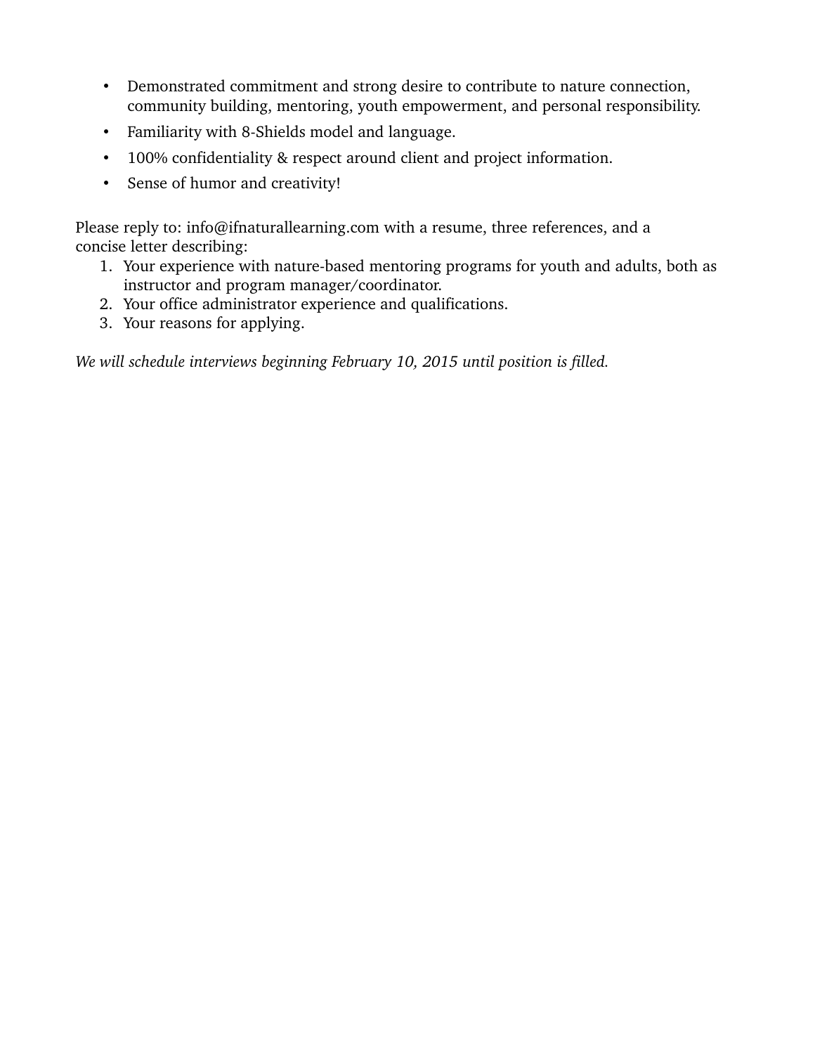- Demonstrated commitment and strong desire to contribute to nature connection, community building, mentoring, youth empowerment, and personal responsibility.
- Familiarity with 8-Shields model and language.
- 100% confidentiality & respect around client and project information.
- Sense of humor and creativity!

Please reply to: info@ifnaturallearning.com with a resume, three references, and a concise letter describing:

1. Your experience with nature-based mentoring programs for youth and adults, both as instructor and program manager/coordinator.
2. Your office administrator experience and qualifications.
3. Your reasons for applying.

*We will schedule interviews beginning February 10, 2015 until position is filled.*